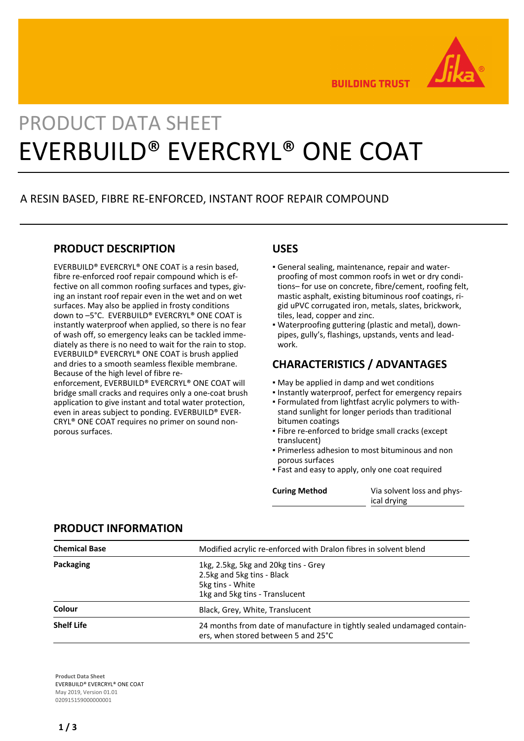# PRODUCT DATA SHEET

# EVERBUILD® EVERCRYL® ONE COAT

A RESIN BASED, FIBRE RE-ENFORCED, INSTANT ROOF REPAIR COMPOUND

## PRODUCT DESCRIPTION

EVERBUILD® EVERCRYL® ONE COAT is a resin based, fibre re-enforced roof repair compound which is effective on all common roofing surfaces and types, giving an instant roof repair even in the wet and on wet surfaces. May also be applied in frosty conditions down to –5°C. EVERBUILD® EVERCRYL® ONE COAT is instantly waterproof when applied, so there is no fear of wash off, so emergency leaks can be tackled immediately as there is no need to wait for the rain to stop. EVERBUILD® EVERCRYL® ONE COAT is brush applied and dries to a smooth seamless flexible membrane. Because of the high level of fibre re-enforcement, EVERBUILD® EVERCRYL® ONE COAT will bridge small cracks and requires only a one-coat brush application to give instant and total water protection, even in areas subject to ponding. EVERBUILD® EVERCRYL® ONE COAT requires no primer on sound non-porous surfaces.

## USES

- General sealing, maintenance, repair and waterproofing of most common roofs in wet or dry conditions– for use on concrete, fibre/cement, roofing felt, mastic asphalt, existing bituminous roof coatings, rigid uPVC corrugated iron, metals, slates, brickwork, tiles, lead, copper and zinc.
- Waterproofing guttering (plastic and metal), downpipes, gully's, flashings, upstands, vents and leadwork.

## CHARACTERISTICS / ADVANTAGES

- May be applied in damp and wet conditions
- Instantly waterproof, perfect for emergency repairs
- Formulated from lightfast acrylic polymers to withstand sunlight for longer periods than traditional bitumen coatings
- Fibre re-enforced to bridge small cracks (except translucent)
- Primerless adhesion to most bituminous and non porous surfaces
- Fast and easy to apply, only one coat required

| | |
|---|---|
| **Curing Method** | Via solvent loss and physical drying |

## PRODUCT INFORMATION

| | |
|---|---|
| **Chemical Base** | Modified acrylic re-enforced with Dralon fibres in solvent blend |
| **Packaging** | 1kg, 2.5kg, 5kg and 20kg tins - Grey<br>2.5kg and 5kg tins - Black<br>5kg tins - White<br>1kg and 5kg tins - Translucent |
| **Colour** | Black, Grey, White, Translucent |
| **Shelf Life** | 24 months from date of manufacture in tightly sealed undamaged containers, when stored between 5 and 25°C |

**Product Data Sheet**
EVERBUILD® EVERCRYL® ONE COAT
May 2019, Version 01.01
020915159000000001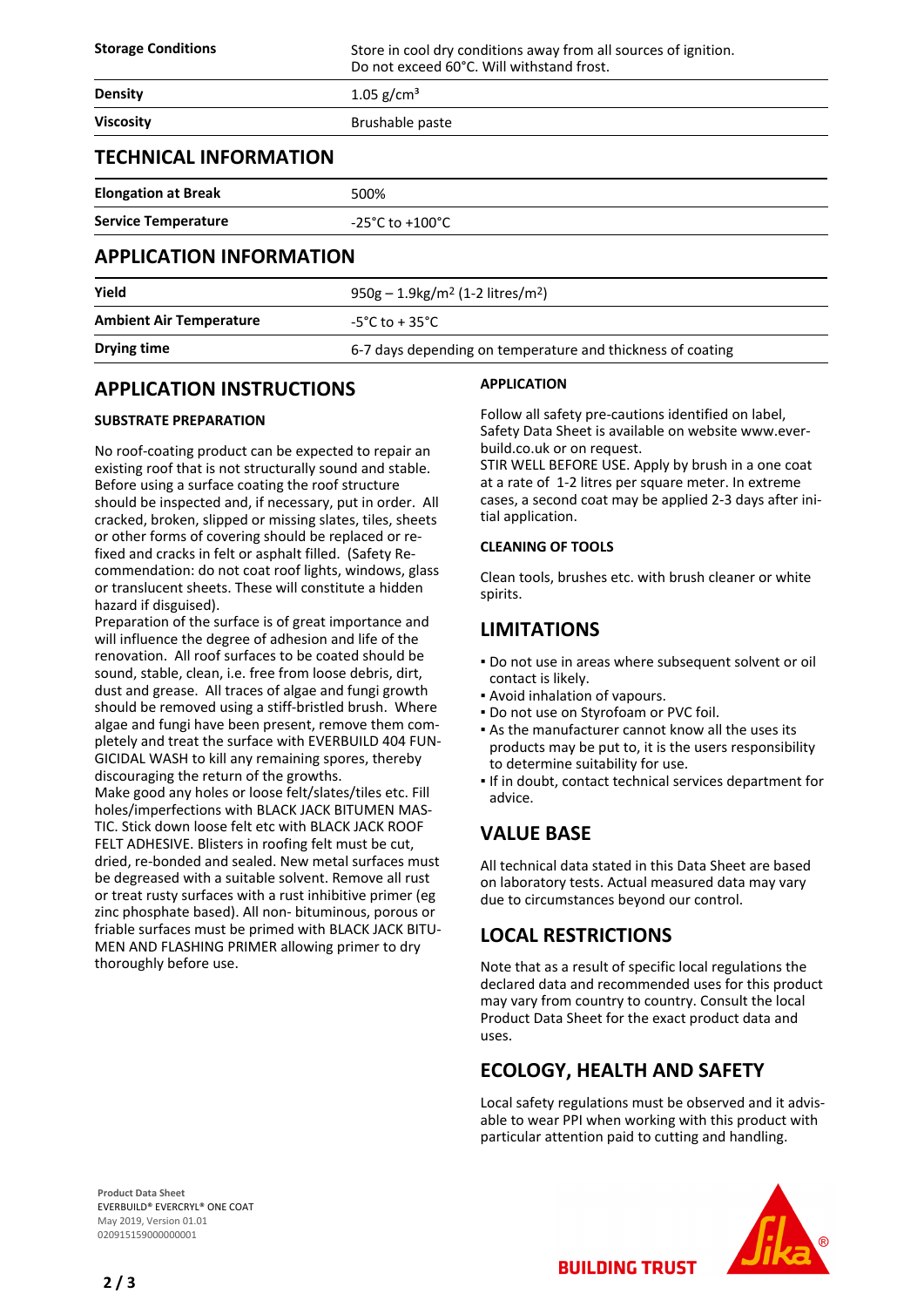| | |
|---|---|
| **Storage Conditions** | Store in cool dry conditions away from all sources of ignition. Do not exceed 60°C. Will withstand frost. |
| **Density** | 1.05 g/cm³ |
| **Viscosity** | Brushable paste |

## TECHNICAL INFORMATION

| | |
|---|---|
| **Elongation at Break** | 500% |
| **Service Temperature** | -25°C to +100°C |

## APPLICATION INFORMATION

| | |
|---|---|
| **Yield** | 950g – 1.9kg/m² (1-2 litres/m²) |
| **Ambient Air Temperature** | -5°C to + 35°C |
| **Drying time** | 6-7 days depending on temperature and thickness of coating |

## APPLICATION INSTRUCTIONS

### SUBSTRATE PREPARATION

No roof-coating product can be expected to repair an existing roof that is not structurally sound and stable. Before using a surface coating the roof structure should be inspected and, if necessary, put in order. All cracked, broken, slipped or missing slates, tiles, sheets or other forms of covering should be replaced or re-fixed and cracks in felt or asphalt filled. (Safety Recommendation: do not coat roof lights, windows, glass or translucent sheets. These will constitute a hidden hazard if disguised).

Preparation of the surface is of great importance and will influence the degree of adhesion and life of the renovation. All roof surfaces to be coated should be sound, stable, clean, i.e. free from loose debris, dirt, dust and grease. All traces of algae and fungi growth should be removed using a stiff-bristled brush. Where algae and fungi have been present, remove them completely and treat the surface with EVERBUILD 404 FUNGICIDAL WASH to kill any remaining spores, thereby discouraging the return of the growths.

Make good any holes or loose felt/slates/tiles etc. Fill holes/imperfections with BLACK JACK BITUMEN MASTIC. Stick down loose felt etc with BLACK JACK ROOF FELT ADHESIVE. Blisters in roofing felt must be cut, dried, re-bonded and sealed. New metal surfaces must be degreased with a suitable solvent. Remove all rust or treat rusty surfaces with a rust inhibitive primer (eg zinc phosphate based). All non- bituminous, porous or friable surfaces must be primed with BLACK JACK BITUMEN AND FLASHING PRIMER allowing primer to dry thoroughly before use.

### APPLICATION

Follow all safety pre-cautions identified on label, Safety Data Sheet is available on website www.everbuild.co.uk or on request.

STIR WELL BEFORE USE. Apply by brush in a one coat at a rate of 1-2 litres per square meter. In extreme cases, a second coat may be applied 2-3 days after initial application.

### CLEANING OF TOOLS

Clean tools, brushes etc. with brush cleaner or white spirits.

## LIMITATIONS

- Do not use in areas where subsequent solvent or oil contact is likely.
- Avoid inhalation of vapours.
- Do not use on Styrofoam or PVC foil.
- As the manufacturer cannot know all the uses its products may be put to, it is the users responsibility to determine suitability for use.
- If in doubt, contact technical services department for advice.

## VALUE BASE

All technical data stated in this Data Sheet are based on laboratory tests. Actual measured data may vary due to circumstances beyond our control.

## LOCAL RESTRICTIONS

Note that as a result of specific local regulations the declared data and recommended uses for this product may vary from country to country. Consult the local Product Data Sheet for the exact product data and uses.

## ECOLOGY, HEALTH AND SAFETY

Local safety regulations must be observed and it advisable to wear PPI when working with this product with particular attention paid to cutting and handling.

**Product Data Sheet**
EVERBUILD® EVERCRYL® ONE COAT
May 2019, Version 01.01
020915159000000001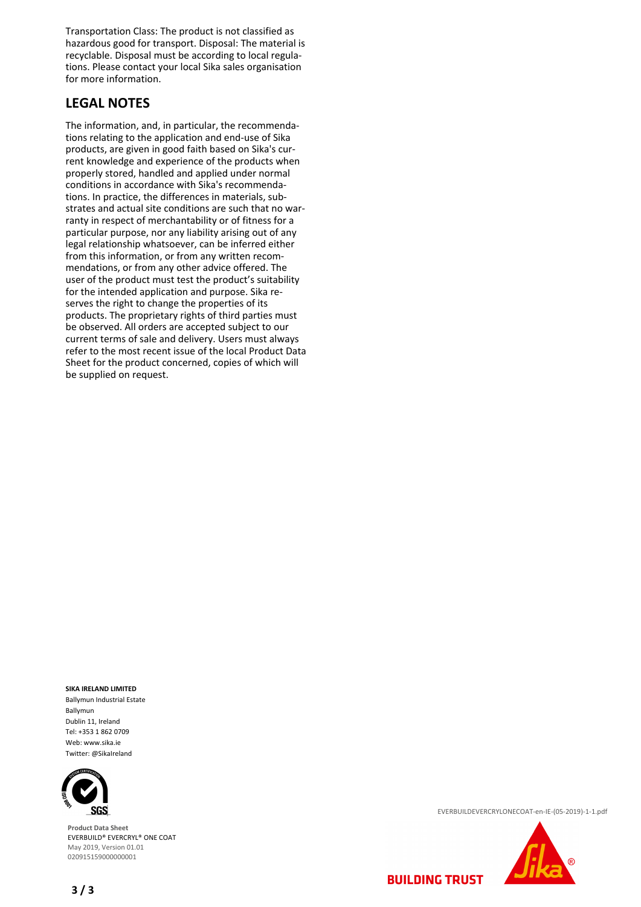Transportation Class: The product is not classified as hazardous good for transport. Disposal: The material is recyclable. Disposal must be according to local regulations. Please contact your local Sika sales organisation for more information.

## LEGAL NOTES

The information, and, in particular, the recommendations relating to the application and end-use of Sika products, are given in good faith based on Sika's current knowledge and experience of the products when properly stored, handled and applied under normal conditions in accordance with Sika's recommendations. In practice, the differences in materials, substrates and actual site conditions are such that no warranty in respect of merchantability or of fitness for a particular purpose, nor any liability arising out of any legal relationship whatsoever, can be inferred either from this information, or from any written recommendations, or from any other advice offered. The user of the product must test the product's suitability for the intended application and purpose. Sika reserves the right to change the properties of its products. The proprietary rights of third parties must be observed. All orders are accepted subject to our current terms of sale and delivery. Users must always refer to the most recent issue of the local Product Data Sheet for the product concerned, copies of which will be supplied on request.

**SIKA IRELAND LIMITED**
Ballymun Industrial Estate
Ballymun
Dublin 11, Ireland
Tel: +353 1 862 0709
Web: www.sika.ie
Twitter: @SikaIreland

**Product Data Sheet**
EVERBUILD® EVERCRYL® ONE COAT
May 2019, Version 01.01
020915159000000001

EVERBUILDEVERCRYLONECOAT-en-IE-(05-2019)-1-1.pdf

BUILDING TRUST